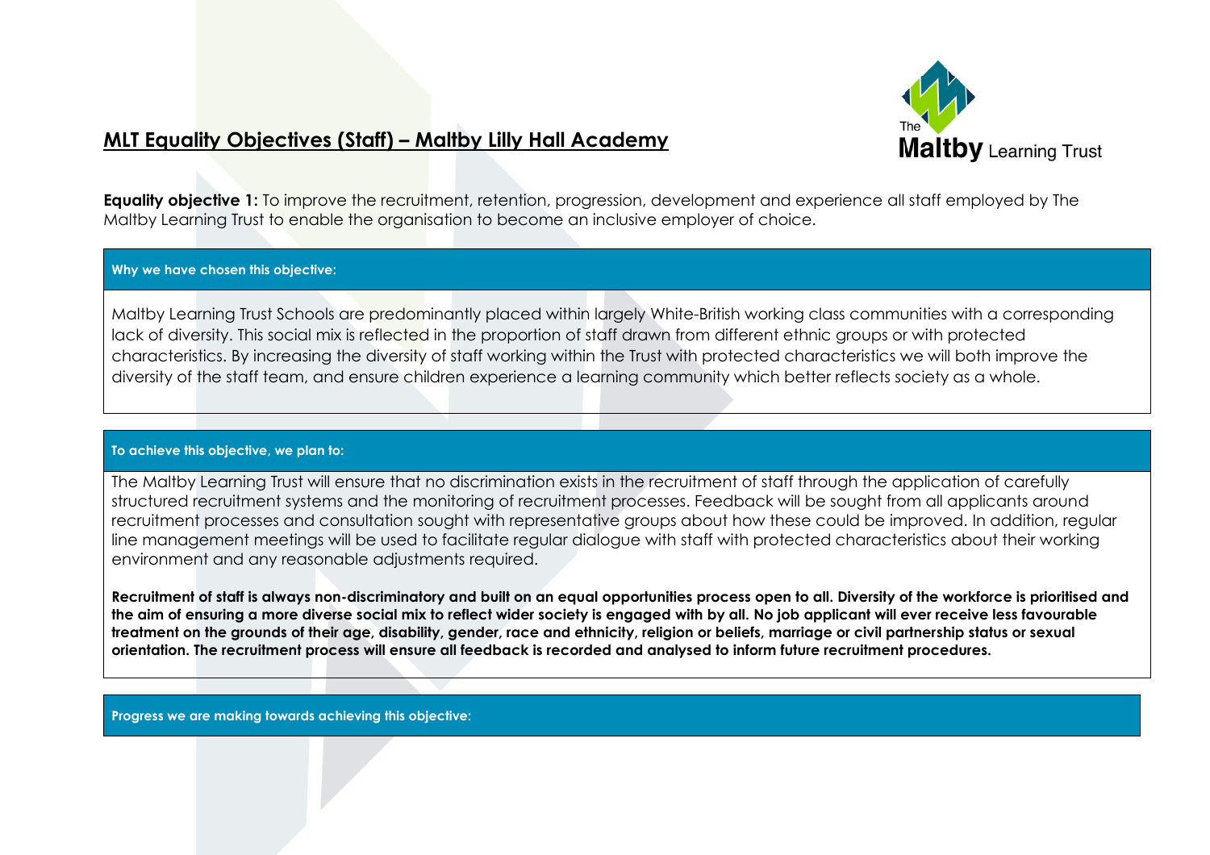# MLT Equality Objectives (Staff) – Maltby Lilly Hall Academy

**Equality objective 1:** To improve the recruitment, retention, progression, development and experience all staff employed by The Maltby Learning Trust to enable the organisation to become an inclusive employer of choice.

**Why we have chosen this objective:**

Maltby Learning Trust Schools are predominantly placed within largely White-British working class communities with a corresponding lack of diversity. This social mix is reflected in the proportion of staff drawn from different ethnic groups or with protected characteristics. By increasing the diversity of staff working within the Trust with protected characteristics we will both improve the diversity of the staff team, and ensure children experience a learning community which better reflects society as a whole.

**To achieve this objective, we plan to:**

The Maltby Learning Trust will ensure that no discrimination exists in the recruitment of staff through the application of carefully structured recruitment systems and the monitoring of recruitment processes. Feedback will be sought from all applicants around recruitment processes and consultation sought with representative groups about how these could be improved. In addition, regular line management meetings will be used to facilitate regular dialogue with staff with protected characteristics about their working environment and any reasonable adjustments required.

**Recruitment of staff is always non-discriminatory and built on an equal opportunities process open to all. Diversity of the workforce is prioritised and the aim of ensuring a more diverse social mix to reflect wider society is engaged with by all. No job applicant will ever receive less favourable treatment on the grounds of their age, disability, gender, race and ethnicity, religion or beliefs, marriage or civil partnership status or sexual orientation. The recruitment process will ensure all feedback is recorded and analysed to inform future recruitment procedures.**

**Progress we are making towards achieving this objective:**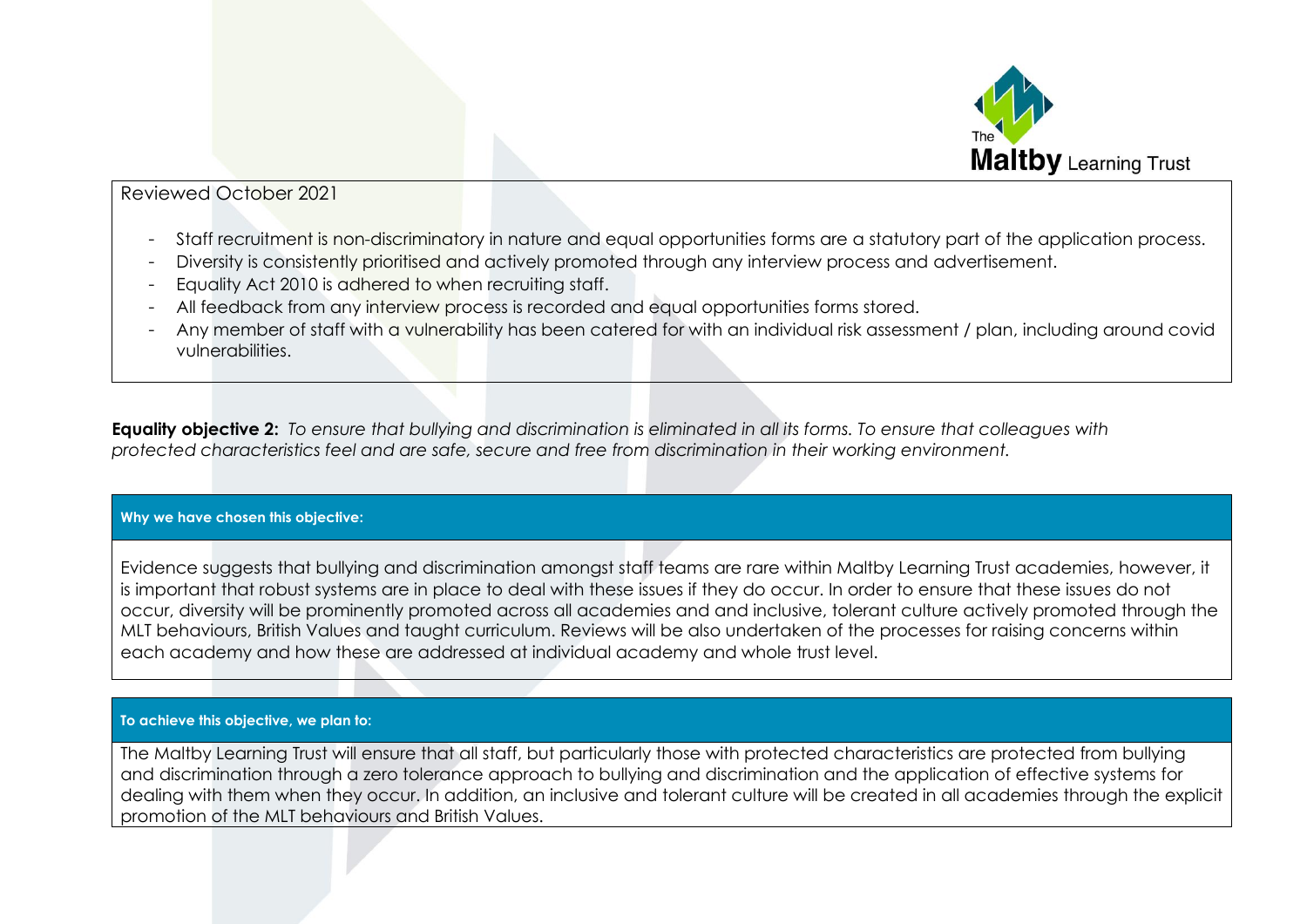Reviewed October 2021

- Staff recruitment is non-discriminatory in nature and equal opportunities forms are a statutory part of the application process.
- Diversity is consistently prioritised and actively promoted through any interview process and advertisement.
- Equality Act 2010 is adhered to when recruiting staff.
- All feedback from any interview process is recorded and equal opportunities forms stored.
- Any member of staff with a vulnerability has been catered for with an individual risk assessment / plan, including around covid vulnerabilities.

**Equality objective 2:** *To ensure that bullying and discrimination is eliminated in all its forms. To ensure that colleagues with protected characteristics feel and are safe, secure and free from discrimination in their working environment.*

**Why we have chosen this objective:**

Evidence suggests that bullying and discrimination amongst staff teams are rare within Maltby Learning Trust academies, however, it is important that robust systems are in place to deal with these issues if they do occur. In order to ensure that these issues do not occur, diversity will be prominently promoted across all academies and and inclusive, tolerant culture actively promoted through the MLT behaviours, British Values and taught curriculum. Reviews will be also undertaken of the processes for raising concerns within each academy and how these are addressed at individual academy and whole trust level.

**To achieve this objective, we plan to:**

The Maltby Learning Trust will ensure that all staff, but particularly those with protected characteristics are protected from bullying and discrimination through a zero tolerance approach to bullying and discrimination and the application of effective systems for dealing with them when they occur. In addition, an inclusive and tolerant culture will be created in all academies through the explicit promotion of the MLT behaviours and British Values.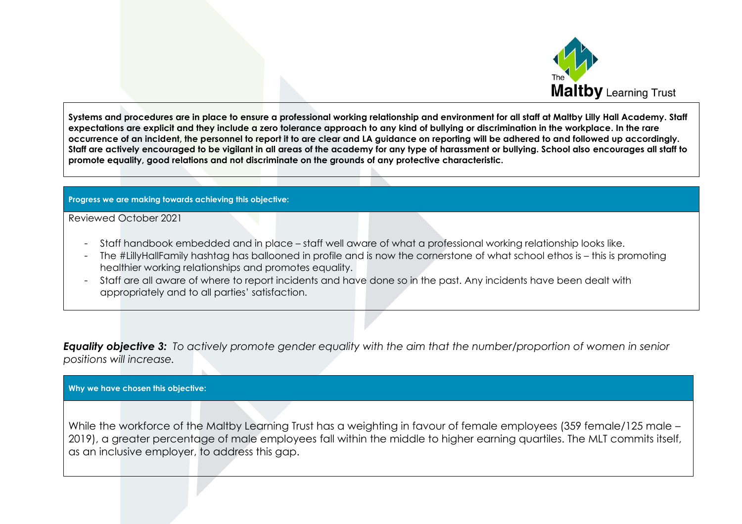**Systems and procedures are in place to ensure a professional working relationship and environment for all staff at Maltby Lilly Hall Academy. Staff expectations are explicit and they include a zero tolerance approach to any kind of bullying or discrimination in the workplace. In the rare occurrence of an incident, the personnel to report it to are clear and LA guidance on reporting will be adhered to and followed up accordingly. Staff are actively encouraged to be vigilant in all areas of the academy for any type of harassment or bullying. School also encourages all staff to promote equality, good relations and not discriminate on the grounds of any protective characteristic.**

**Progress we are making towards achieving this objective:**

Reviewed October 2021

- Staff handbook embedded and in place – staff well aware of what a professional working relationship looks like.
- The #LillyHallFamily hashtag has ballooned in profile and is now the cornerstone of what school ethos is – this is promoting healthier working relationships and promotes equality.
- Staff are all aware of where to report incidents and have done so in the past. Any incidents have been dealt with appropriately and to all parties' satisfaction.

***Equality objective 3:*** *To actively promote gender equality with the aim that the number/proportion of women in senior positions will increase.*

**Why we have chosen this objective:**

While the workforce of the Maltby Learning Trust has a weighting in favour of female employees (359 female/125 male – 2019), a greater percentage of male employees fall within the middle to higher earning quartiles. The MLT commits itself, as an inclusive employer, to address this gap.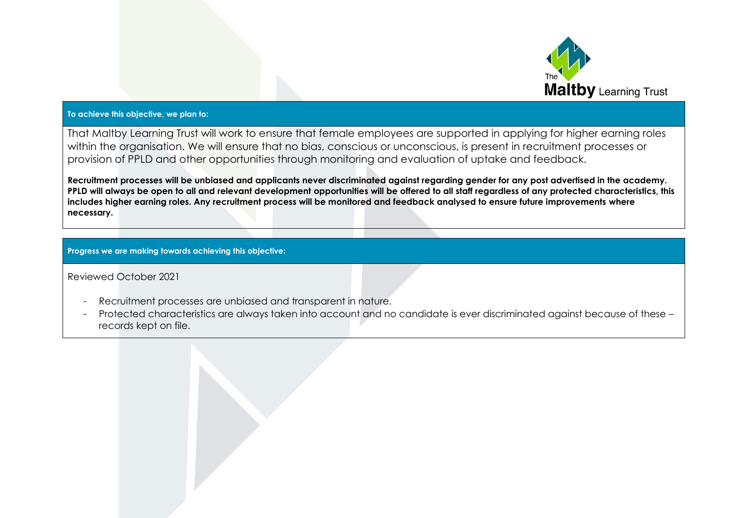**To achieve this objective, we plan to:**

That Maltby Learning Trust will work to ensure that female employees are supported in applying for higher earning roles within the organisation. We will ensure that no bias, conscious or unconscious, is present in recruitment processes or provision of PPLD and other opportunities through monitoring and evaluation of uptake and feedback.

**Recruitment processes will be unbiased and applicants never discriminated against regarding gender for any post advertised in the academy. PPLD will always be open to all and relevant development opportunities will be offered to all staff regardless of any protected characteristics, this includes higher earning roles. Any recruitment process will be monitored and feedback analysed to ensure future improvements where necessary.**

**Progress we are making towards achieving this objective:**

Reviewed October 2021

- Recruitment processes are unbiased and transparent in nature.
- Protected characteristics are always taken into account and no candidate is ever discriminated against because of these – records kept on file.